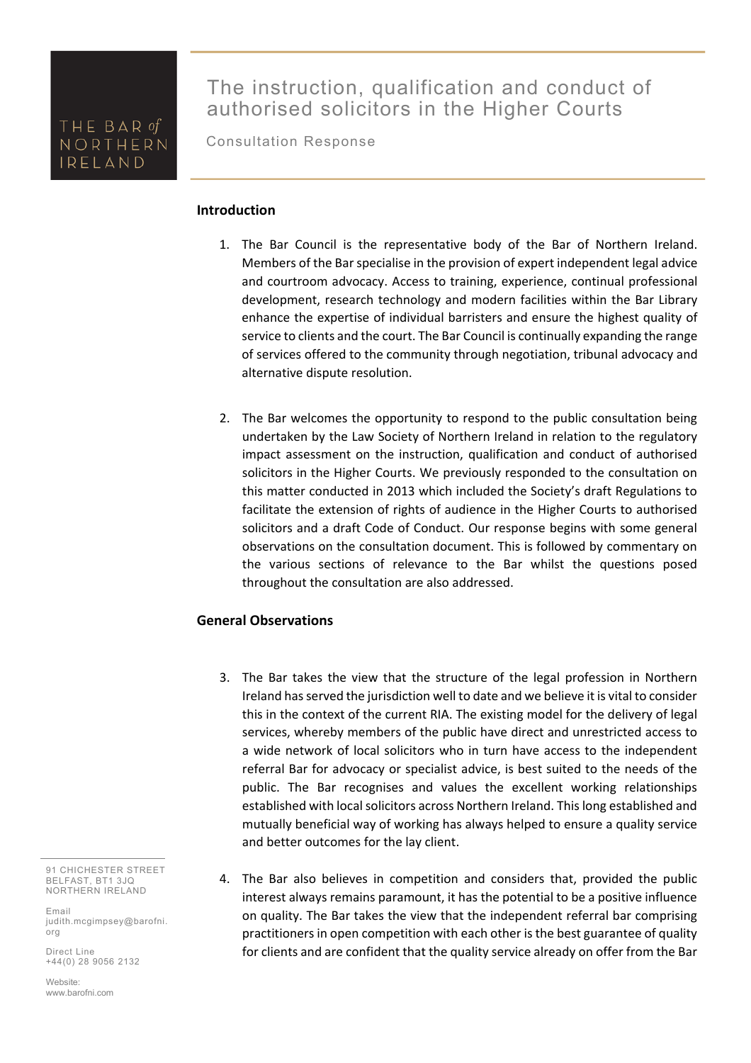THE BAR *of* NORTHERN IRELAND

# The instruction, qualification and conduct of authorised solicitors in the Higher Courts

Consultation Response

## Introduction

1. The Bar Council is the representative body of the Bar of Northern Ireland. Members of the Bar specialise in the provision of expert independent legal advice and courtroom advocacy. Access to training, experience, continual professional development, research technology and modern facilities within the Bar Library enhance the expertise of individual barristers and ensure the highest quality of service to clients and the court. The Bar Council is continually expanding the range of services offered to the community through negotiation, tribunal advocacy and alternative dispute resolution.

2. The Bar welcomes the opportunity to respond to the public consultation being undertaken by the Law Society of Northern Ireland in relation to the regulatory impact assessment on the instruction, qualification and conduct of authorised solicitors in the Higher Courts. We previously responded to the consultation on this matter conducted in 2013 which included the Society's draft Regulations to facilitate the extension of rights of audience in the Higher Courts to authorised solicitors and a draft Code of Conduct. Our response begins with some general observations on the consultation document. This is followed by commentary on the various sections of relevance to the Bar whilst the questions posed throughout the consultation are also addressed.

## General Observations

3. The Bar takes the view that the structure of the legal profession in Northern Ireland has served the jurisdiction well to date and we believe it is vital to consider this in the context of the current RIA. The existing model for the delivery of legal services, whereby members of the public have direct and unrestricted access to a wide network of local solicitors who in turn have access to the independent referral Bar for advocacy or specialist advice, is best suited to the needs of the public. The Bar recognises and values the excellent working relationships established with local solicitors across Northern Ireland. This long established and mutually beneficial way of working has always helped to ensure a quality service and better outcomes for the lay client.

4. The Bar also believes in competition and considers that, provided the public interest always remains paramount, it has the potential to be a positive influence on quality. The Bar takes the view that the independent referral bar comprising practitioners in open competition with each other is the best guarantee of quality for clients and are confident that the quality service already on offer from the Bar

91 CHICHESTER STREET
BELFAST, BT1 3JQ
NORTHERN IRELAND

Email
judith.mcgimpsey@barofni.org

Direct Line
+44(0) 28 9056 2132

Website:
www.barofni.com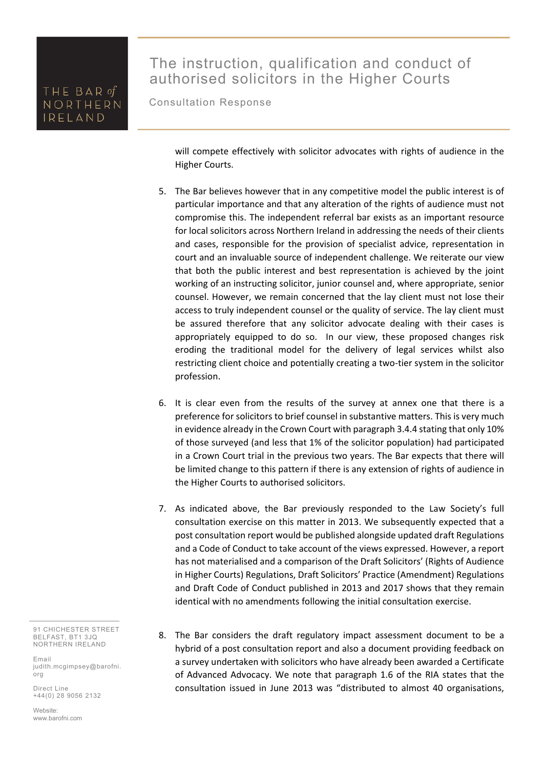will compete effectively with solicitor advocates with rights of audience in the Higher Courts.

5. The Bar believes however that in any competitive model the public interest is of particular importance and that any alteration of the rights of audience must not compromise this. The independent referral bar exists as an important resource for local solicitors across Northern Ireland in addressing the needs of their clients and cases, responsible for the provision of specialist advice, representation in court and an invaluable source of independent challenge. We reiterate our view that both the public interest and best representation is achieved by the joint working of an instructing solicitor, junior counsel and, where appropriate, senior counsel. However, we remain concerned that the lay client must not lose their access to truly independent counsel or the quality of service. The lay client must be assured therefore that any solicitor advocate dealing with their cases is appropriately equipped to do so. In our view, these proposed changes risk eroding the traditional model for the delivery of legal services whilst also restricting client choice and potentially creating a two-tier system in the solicitor profession.

6. It is clear even from the results of the survey at annex one that there is a preference for solicitors to brief counsel in substantive matters. This is very much in evidence already in the Crown Court with paragraph 3.4.4 stating that only 10% of those surveyed (and less that 1% of the solicitor population) had participated in a Crown Court trial in the previous two years. The Bar expects that there will be limited change to this pattern if there is any extension of rights of audience in the Higher Courts to authorised solicitors.

7. As indicated above, the Bar previously responded to the Law Society's full consultation exercise on this matter in 2013. We subsequently expected that a post consultation report would be published alongside updated draft Regulations and a Code of Conduct to take account of the views expressed. However, a report has not materialised and a comparison of the Draft Solicitors' (Rights of Audience in Higher Courts) Regulations, Draft Solicitors' Practice (Amendment) Regulations and Draft Code of Conduct published in 2013 and 2017 shows that they remain identical with no amendments following the initial consultation exercise.

8. The Bar considers the draft regulatory impact assessment document to be a hybrid of a post consultation report and also a document providing feedback on a survey undertaken with solicitors who have already been awarded a Certificate of Advanced Advocacy. We note that paragraph 1.6 of the RIA states that the consultation issued in June 2013 was "distributed to almost 40 organisations,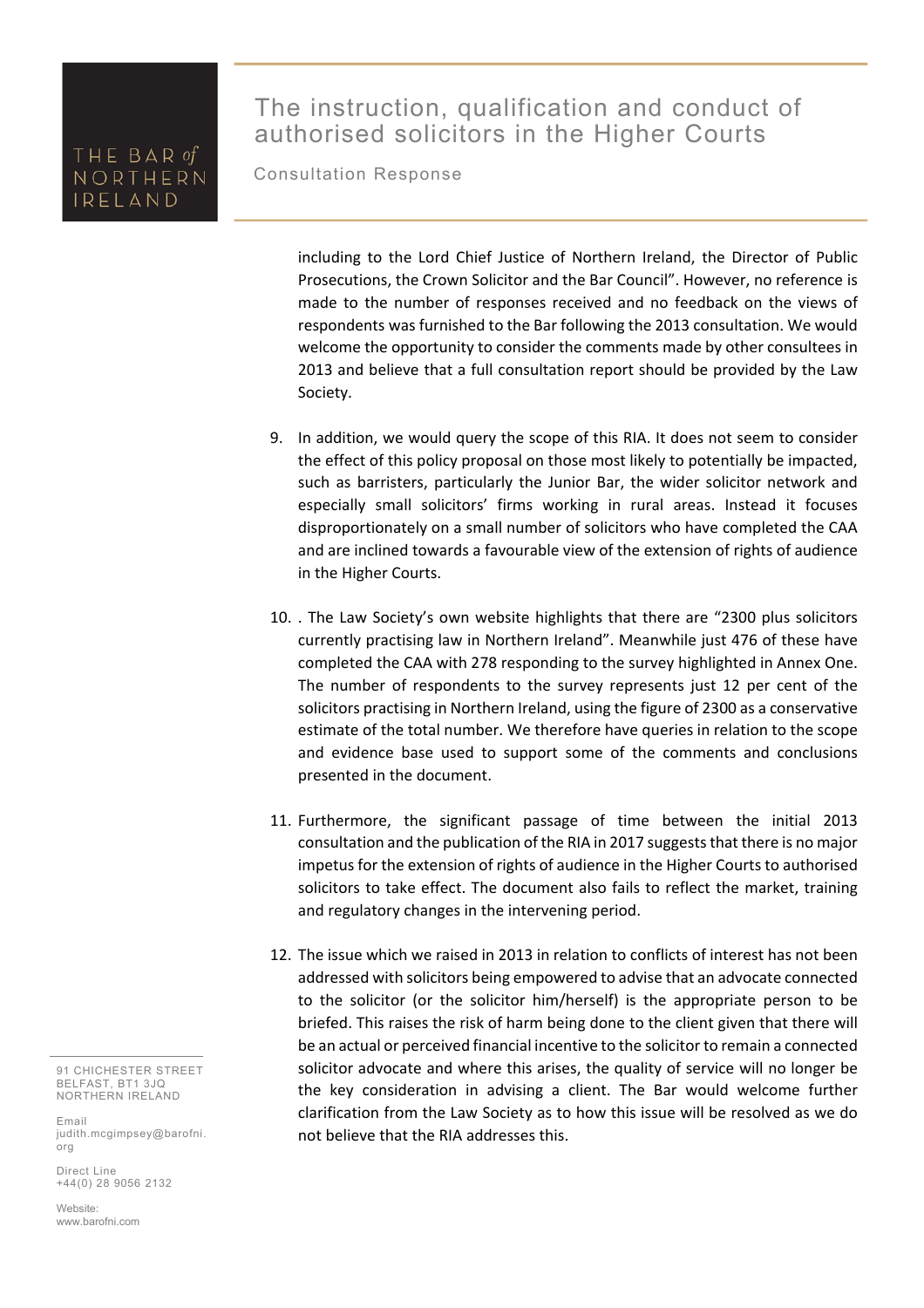including to the Lord Chief Justice of Northern Ireland, the Director of Public Prosecutions, the Crown Solicitor and the Bar Council". However, no reference is made to the number of responses received and no feedback on the views of respondents was furnished to the Bar following the 2013 consultation. We would welcome the opportunity to consider the comments made by other consultees in 2013 and believe that a full consultation report should be provided by the Law Society.

9. In addition, we would query the scope of this RIA. It does not seem to consider the effect of this policy proposal on those most likely to potentially be impacted, such as barristers, particularly the Junior Bar, the wider solicitor network and especially small solicitors' firms working in rural areas. Instead it focuses disproportionately on a small number of solicitors who have completed the CAA and are inclined towards a favourable view of the extension of rights of audience in the Higher Courts.

10. . The Law Society's own website highlights that there are "2300 plus solicitors currently practising law in Northern Ireland". Meanwhile just 476 of these have completed the CAA with 278 responding to the survey highlighted in Annex One. The number of respondents to the survey represents just 12 per cent of the solicitors practising in Northern Ireland, using the figure of 2300 as a conservative estimate of the total number. We therefore have queries in relation to the scope and evidence base used to support some of the comments and conclusions presented in the document.

11. Furthermore, the significant passage of time between the initial 2013 consultation and the publication of the RIA in 2017 suggests that there is no major impetus for the extension of rights of audience in the Higher Courts to authorised solicitors to take effect. The document also fails to reflect the market, training and regulatory changes in the intervening period.

12. The issue which we raised in 2013 in relation to conflicts of interest has not been addressed with solicitors being empowered to advise that an advocate connected to the solicitor (or the solicitor him/herself) is the appropriate person to be briefed. This raises the risk of harm being done to the client given that there will be an actual or perceived financial incentive to the solicitor to remain a connected solicitor advocate and where this arises, the quality of service will no longer be the key consideration in advising a client. The Bar would welcome further clarification from the Law Society as to how this issue will be resolved as we do not believe that the RIA addresses this.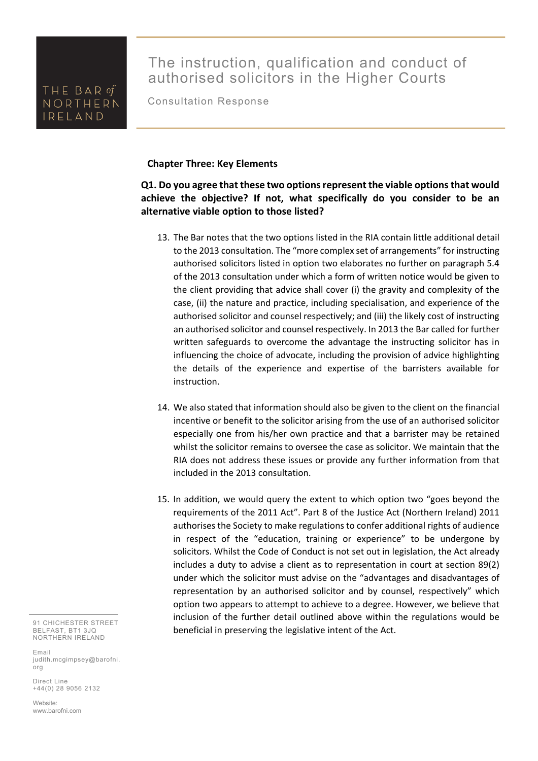**Chapter Three: Key Elements**

**Q1. Do you agree that these two options represent the viable options that would achieve the objective? If not, what specifically do you consider to be an alternative viable option to those listed?**

13. The Bar notes that the two options listed in the RIA contain little additional detail to the 2013 consultation. The "more complex set of arrangements" for instructing authorised solicitors listed in option two elaborates no further on paragraph 5.4 of the 2013 consultation under which a form of written notice would be given to the client providing that advice shall cover (i) the gravity and complexity of the case, (ii) the nature and practice, including specialisation, and experience of the authorised solicitor and counsel respectively; and (iii) the likely cost of instructing an authorised solicitor and counsel respectively. In 2013 the Bar called for further written safeguards to overcome the advantage the instructing solicitor has in influencing the choice of advocate, including the provision of advice highlighting the details of the experience and expertise of the barristers available for instruction.

14. We also stated that information should also be given to the client on the financial incentive or benefit to the solicitor arising from the use of an authorised solicitor especially one from his/her own practice and that a barrister may be retained whilst the solicitor remains to oversee the case as solicitor. We maintain that the RIA does not address these issues or provide any further information from that included in the 2013 consultation.

15. In addition, we would query the extent to which option two "goes beyond the requirements of the 2011 Act". Part 8 of the Justice Act (Northern Ireland) 2011 authorises the Society to make regulations to confer additional rights of audience in respect of the "education, training or experience" to be undergone by solicitors. Whilst the Code of Conduct is not set out in legislation, the Act already includes a duty to advise a client as to representation in court at section 89(2) under which the solicitor must advise on the "advantages and disadvantages of representation by an authorised solicitor and by counsel, respectively" which option two appears to attempt to achieve to a degree. However, we believe that inclusion of the further detail outlined above within the regulations would be beneficial in preserving the legislative intent of the Act.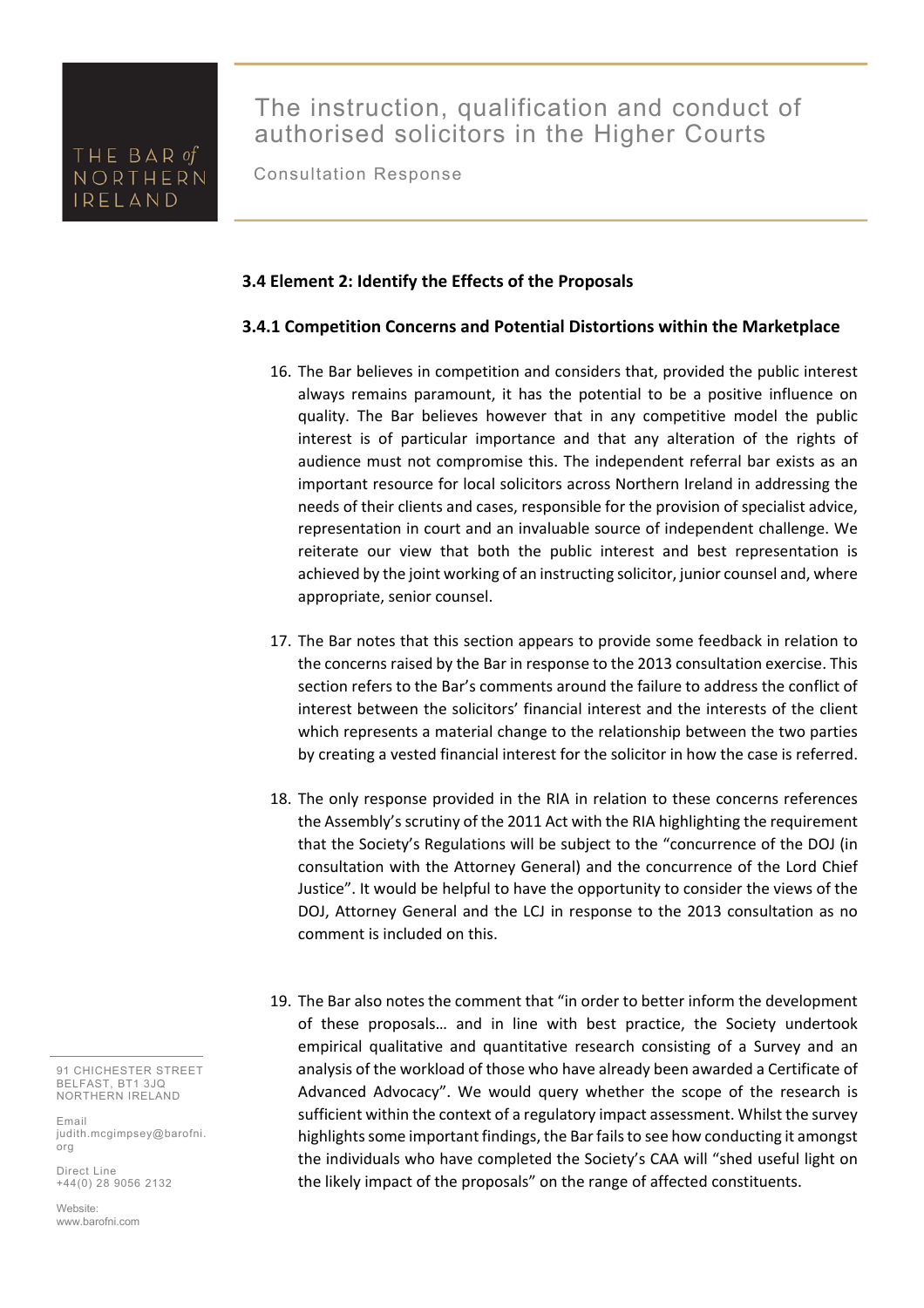### 3.4 Element 2: Identify the Effects of the Proposals

#### 3.4.1 Competition Concerns and Potential Distortions within the Marketplace

16. The Bar believes in competition and considers that, provided the public interest always remains paramount, it has the potential to be a positive influence on quality. The Bar believes however that in any competitive model the public interest is of particular importance and that any alteration of the rights of audience must not compromise this. The independent referral bar exists as an important resource for local solicitors across Northern Ireland in addressing the needs of their clients and cases, responsible for the provision of specialist advice, representation in court and an invaluable source of independent challenge. We reiterate our view that both the public interest and best representation is achieved by the joint working of an instructing solicitor, junior counsel and, where appropriate, senior counsel.

17. The Bar notes that this section appears to provide some feedback in relation to the concerns raised by the Bar in response to the 2013 consultation exercise. This section refers to the Bar's comments around the failure to address the conflict of interest between the solicitors' financial interest and the interests of the client which represents a material change to the relationship between the two parties by creating a vested financial interest for the solicitor in how the case is referred.

18. The only response provided in the RIA in relation to these concerns references the Assembly's scrutiny of the 2011 Act with the RIA highlighting the requirement that the Society's Regulations will be subject to the "concurrence of the DOJ (in consultation with the Attorney General) and the concurrence of the Lord Chief Justice". It would be helpful to have the opportunity to consider the views of the DOJ, Attorney General and the LCJ in response to the 2013 consultation as no comment is included on this.

19. The Bar also notes the comment that "in order to better inform the development of these proposals… and in line with best practice, the Society undertook empirical qualitative and quantitative research consisting of a Survey and an analysis of the workload of those who have already been awarded a Certificate of Advanced Advocacy". We would query whether the scope of the research is sufficient within the context of a regulatory impact assessment. Whilst the survey highlights some important findings, the Bar fails to see how conducting it amongst the individuals who have completed the Society's CAA will "shed useful light on the likely impact of the proposals" on the range of affected constituents.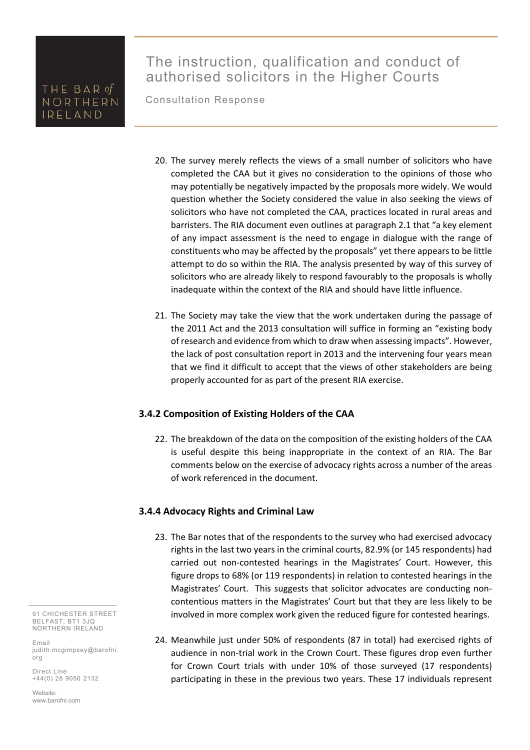20. The survey merely reflects the views of a small number of solicitors who have completed the CAA but it gives no consideration to the opinions of those who may potentially be negatively impacted by the proposals more widely. We would question whether the Society considered the value in also seeking the views of solicitors who have not completed the CAA, practices located in rural areas and barristers. The RIA document even outlines at paragraph 2.1 that "a key element of any impact assessment is the need to engage in dialogue with the range of constituents who may be affected by the proposals" yet there appears to be little attempt to do so within the RIA. The analysis presented by way of this survey of solicitors who are already likely to respond favourably to the proposals is wholly inadequate within the context of the RIA and should have little influence.

21. The Society may take the view that the work undertaken during the passage of the 2011 Act and the 2013 consultation will suffice in forming an "existing body of research and evidence from which to draw when assessing impacts". However, the lack of post consultation report in 2013 and the intervening four years mean that we find it difficult to accept that the views of other stakeholders are being properly accounted for as part of the present RIA exercise.

### 3.4.2 Composition of Existing Holders of the CAA

22. The breakdown of the data on the composition of the existing holders of the CAA is useful despite this being inappropriate in the context of an RIA. The Bar comments below on the exercise of advocacy rights across a number of the areas of work referenced in the document.

### 3.4.4 Advocacy Rights and Criminal Law

23. The Bar notes that of the respondents to the survey who had exercised advocacy rights in the last two years in the criminal courts, 82.9% (or 145 respondents) had carried out non-contested hearings in the Magistrates' Court. However, this figure drops to 68% (or 119 respondents) in relation to contested hearings in the Magistrates' Court. This suggests that solicitor advocates are conducting non-contentious matters in the Magistrates' Court but that they are less likely to be involved in more complex work given the reduced figure for contested hearings.

24. Meanwhile just under 50% of respondents (87 in total) had exercised rights of audience in non-trial work in the Crown Court. These figures drop even further for Crown Court trials with under 10% of those surveyed (17 respondents) participating in these in the previous two years. These 17 individuals represent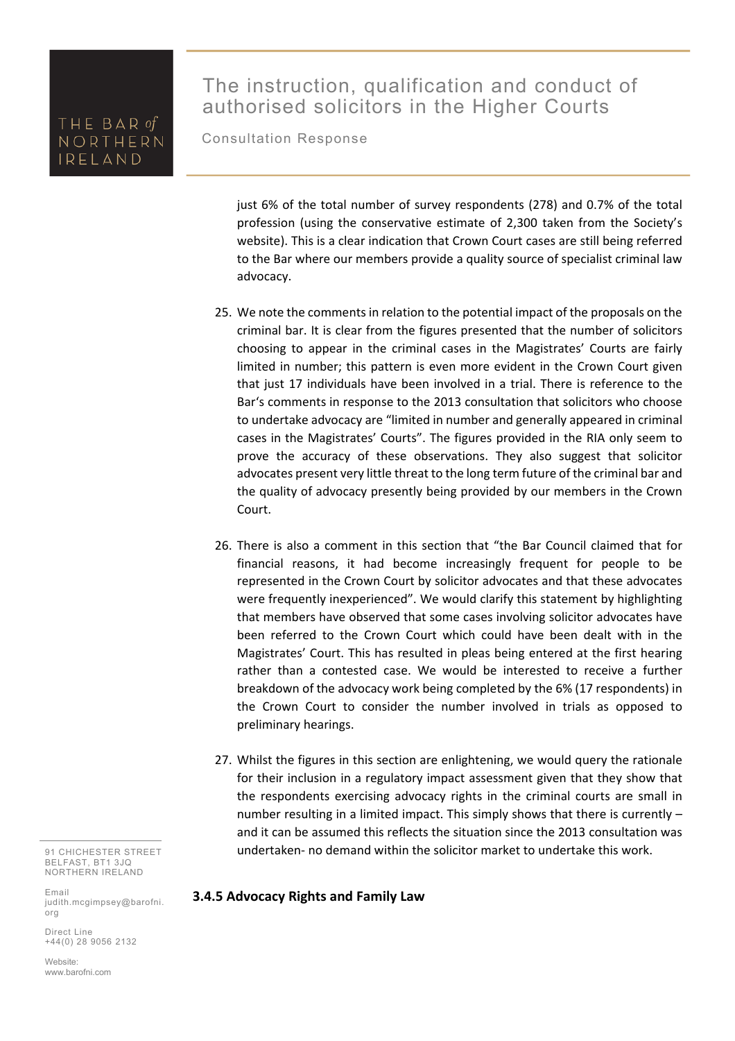just 6% of the total number of survey respondents (278) and 0.7% of the total profession (using the conservative estimate of 2,300 taken from the Society's website). This is a clear indication that Crown Court cases are still being referred to the Bar where our members provide a quality source of specialist criminal law advocacy.

25. We note the comments in relation to the potential impact of the proposals on the criminal bar. It is clear from the figures presented that the number of solicitors choosing to appear in the criminal cases in the Magistrates' Courts are fairly limited in number; this pattern is even more evident in the Crown Court given that just 17 individuals have been involved in a trial. There is reference to the Bar's comments in response to the 2013 consultation that solicitors who choose to undertake advocacy are "limited in number and generally appeared in criminal cases in the Magistrates' Courts". The figures provided in the RIA only seem to prove the accuracy of these observations. They also suggest that solicitor advocates present very little threat to the long term future of the criminal bar and the quality of advocacy presently being provided by our members in the Crown Court.

26. There is also a comment in this section that "the Bar Council claimed that for financial reasons, it had become increasingly frequent for people to be represented in the Crown Court by solicitor advocates and that these advocates were frequently inexperienced". We would clarify this statement by highlighting that members have observed that some cases involving solicitor advocates have been referred to the Crown Court which could have been dealt with in the Magistrates' Court. This has resulted in pleas being entered at the first hearing rather than a contested case. We would be interested to receive a further breakdown of the advocacy work being completed by the 6% (17 respondents) in the Crown Court to consider the number involved in trials as opposed to preliminary hearings.

27. Whilst the figures in this section are enlightening, we would query the rationale for their inclusion in a regulatory impact assessment given that they show that the respondents exercising advocacy rights in the criminal courts are small in number resulting in a limited impact. This simply shows that there is currently – and it can be assumed this reflects the situation since the 2013 consultation was undertaken- no demand within the solicitor market to undertake this work.

### 3.4.5 Advocacy Rights and Family Law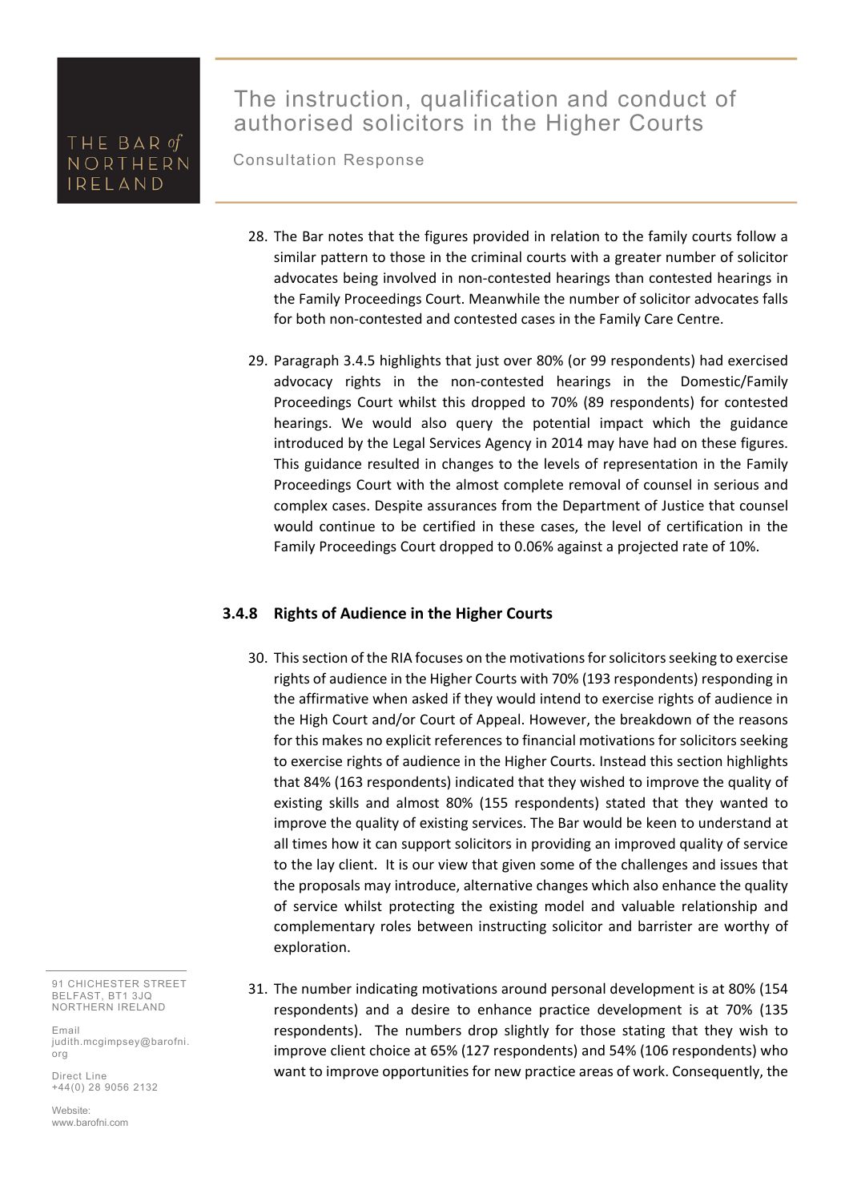28. The Bar notes that the figures provided in relation to the family courts follow a similar pattern to those in the criminal courts with a greater number of solicitor advocates being involved in non-contested hearings than contested hearings in the Family Proceedings Court. Meanwhile the number of solicitor advocates falls for both non-contested and contested cases in the Family Care Centre.

29. Paragraph 3.4.5 highlights that just over 80% (or 99 respondents) had exercised advocacy rights in the non-contested hearings in the Domestic/Family Proceedings Court whilst this dropped to 70% (89 respondents) for contested hearings. We would also query the potential impact which the guidance introduced by the Legal Services Agency in 2014 may have had on these figures. This guidance resulted in changes to the levels of representation in the Family Proceedings Court with the almost complete removal of counsel in serious and complex cases. Despite assurances from the Department of Justice that counsel would continue to be certified in these cases, the level of certification in the Family Proceedings Court dropped to 0.06% against a projected rate of 10%.

### 3.4.8 Rights of Audience in the Higher Courts

30. This section of the RIA focuses on the motivations for solicitors seeking to exercise rights of audience in the Higher Courts with 70% (193 respondents) responding in the affirmative when asked if they would intend to exercise rights of audience in the High Court and/or Court of Appeal. However, the breakdown of the reasons for this makes no explicit references to financial motivations for solicitors seeking to exercise rights of audience in the Higher Courts. Instead this section highlights that 84% (163 respondents) indicated that they wished to improve the quality of existing skills and almost 80% (155 respondents) stated that they wanted to improve the quality of existing services. The Bar would be keen to understand at all times how it can support solicitors in providing an improved quality of service to the lay client. It is our view that given some of the challenges and issues that the proposals may introduce, alternative changes which also enhance the quality of service whilst protecting the existing model and valuable relationship and complementary roles between instructing solicitor and barrister are worthy of exploration.

31. The number indicating motivations around personal development is at 80% (154 respondents) and a desire to enhance practice development is at 70% (135 respondents). The numbers drop slightly for those stating that they wish to improve client choice at 65% (127 respondents) and 54% (106 respondents) who want to improve opportunities for new practice areas of work. Consequently, the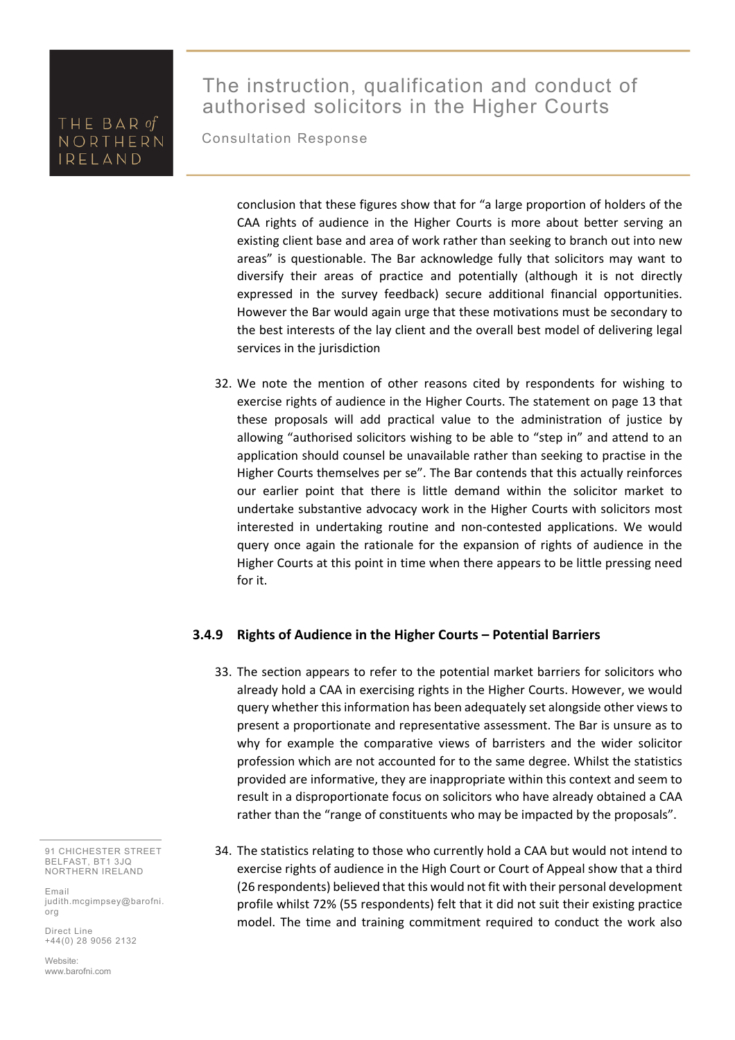conclusion that these figures show that for "a large proportion of holders of the CAA rights of audience in the Higher Courts is more about better serving an existing client base and area of work rather than seeking to branch out into new areas" is questionable. The Bar acknowledge fully that solicitors may want to diversify their areas of practice and potentially (although it is not directly expressed in the survey feedback) secure additional financial opportunities. However the Bar would again urge that these motivations must be secondary to the best interests of the lay client and the overall best model of delivering legal services in the jurisdiction

32. We note the mention of other reasons cited by respondents for wishing to exercise rights of audience in the Higher Courts. The statement on page 13 that these proposals will add practical value to the administration of justice by allowing "authorised solicitors wishing to be able to "step in" and attend to an application should counsel be unavailable rather than seeking to practise in the Higher Courts themselves per se". The Bar contends that this actually reinforces our earlier point that there is little demand within the solicitor market to undertake substantive advocacy work in the Higher Courts with solicitors most interested in undertaking routine and non-contested applications. We would query once again the rationale for the expansion of rights of audience in the Higher Courts at this point in time when there appears to be little pressing need for it.

### 3.4.9 Rights of Audience in the Higher Courts – Potential Barriers

33. The section appears to refer to the potential market barriers for solicitors who already hold a CAA in exercising rights in the Higher Courts. However, we would query whether this information has been adequately set alongside other views to present a proportionate and representative assessment. The Bar is unsure as to why for example the comparative views of barristers and the wider solicitor profession which are not accounted for to the same degree. Whilst the statistics provided are informative, they are inappropriate within this context and seem to result in a disproportionate focus on solicitors who have already obtained a CAA rather than the "range of constituents who may be impacted by the proposals".

34. The statistics relating to those who currently hold a CAA but would not intend to exercise rights of audience in the High Court or Court of Appeal show that a third (26 respondents) believed that this would not fit with their personal development profile whilst 72% (55 respondents) felt that it did not suit their existing practice model. The time and training commitment required to conduct the work also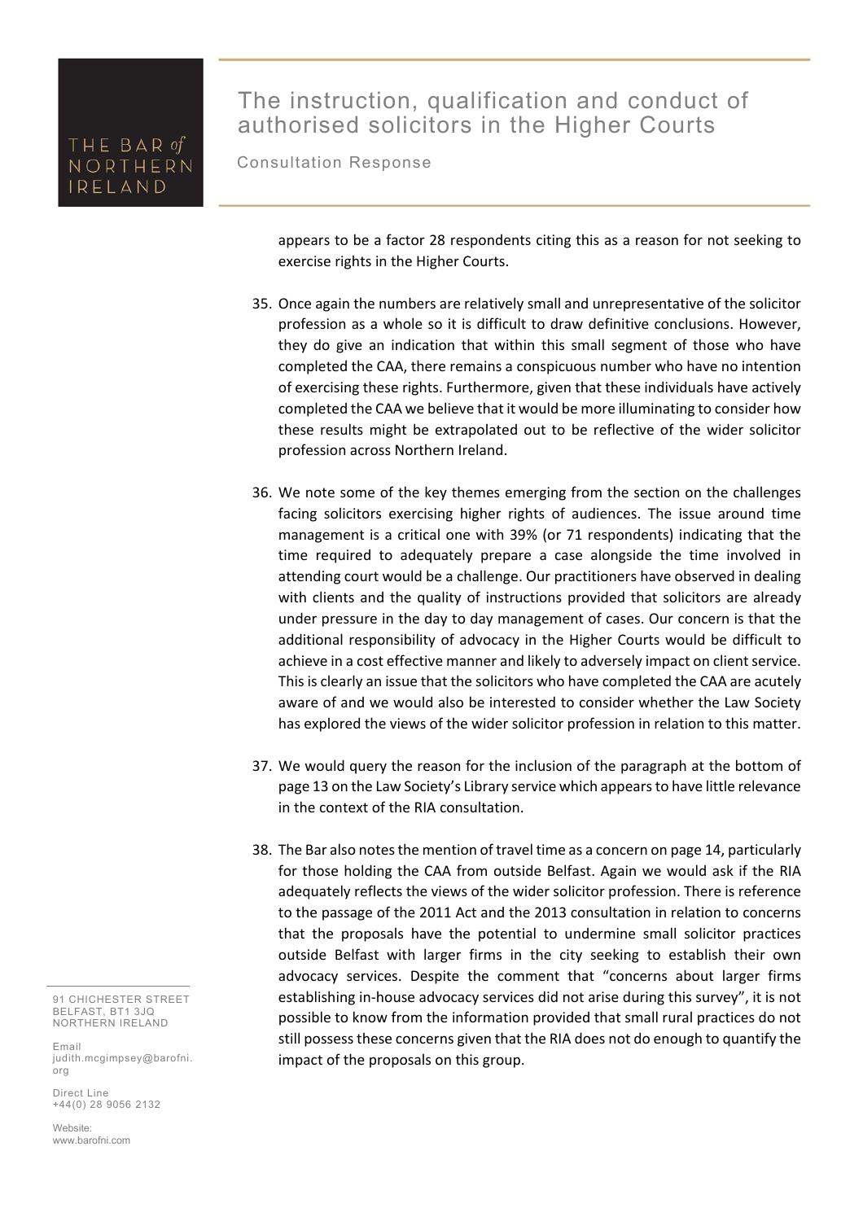appears to be a factor 28 respondents citing this as a reason for not seeking to exercise rights in the Higher Courts.

35. Once again the numbers are relatively small and unrepresentative of the solicitor profession as a whole so it is difficult to draw definitive conclusions. However, they do give an indication that within this small segment of those who have completed the CAA, there remains a conspicuous number who have no intention of exercising these rights. Furthermore, given that these individuals have actively completed the CAA we believe that it would be more illuminating to consider how these results might be extrapolated out to be reflective of the wider solicitor profession across Northern Ireland.

36. We note some of the key themes emerging from the section on the challenges facing solicitors exercising higher rights of audiences. The issue around time management is a critical one with 39% (or 71 respondents) indicating that the time required to adequately prepare a case alongside the time involved in attending court would be a challenge. Our practitioners have observed in dealing with clients and the quality of instructions provided that solicitors are already under pressure in the day to day management of cases. Our concern is that the additional responsibility of advocacy in the Higher Courts would be difficult to achieve in a cost effective manner and likely to adversely impact on client service. This is clearly an issue that the solicitors who have completed the CAA are acutely aware of and we would also be interested to consider whether the Law Society has explored the views of the wider solicitor profession in relation to this matter.

37. We would query the reason for the inclusion of the paragraph at the bottom of page 13 on the Law Society's Library service which appears to have little relevance in the context of the RIA consultation.

38. The Bar also notes the mention of travel time as a concern on page 14, particularly for those holding the CAA from outside Belfast. Again we would ask if the RIA adequately reflects the views of the wider solicitor profession. There is reference to the passage of the 2011 Act and the 2013 consultation in relation to concerns that the proposals have the potential to undermine small solicitor practices outside Belfast with larger firms in the city seeking to establish their own advocacy services. Despite the comment that "concerns about larger firms establishing in-house advocacy services did not arise during this survey", it is not possible to know from the information provided that small rural practices do not still possess these concerns given that the RIA does not do enough to quantify the impact of the proposals on this group.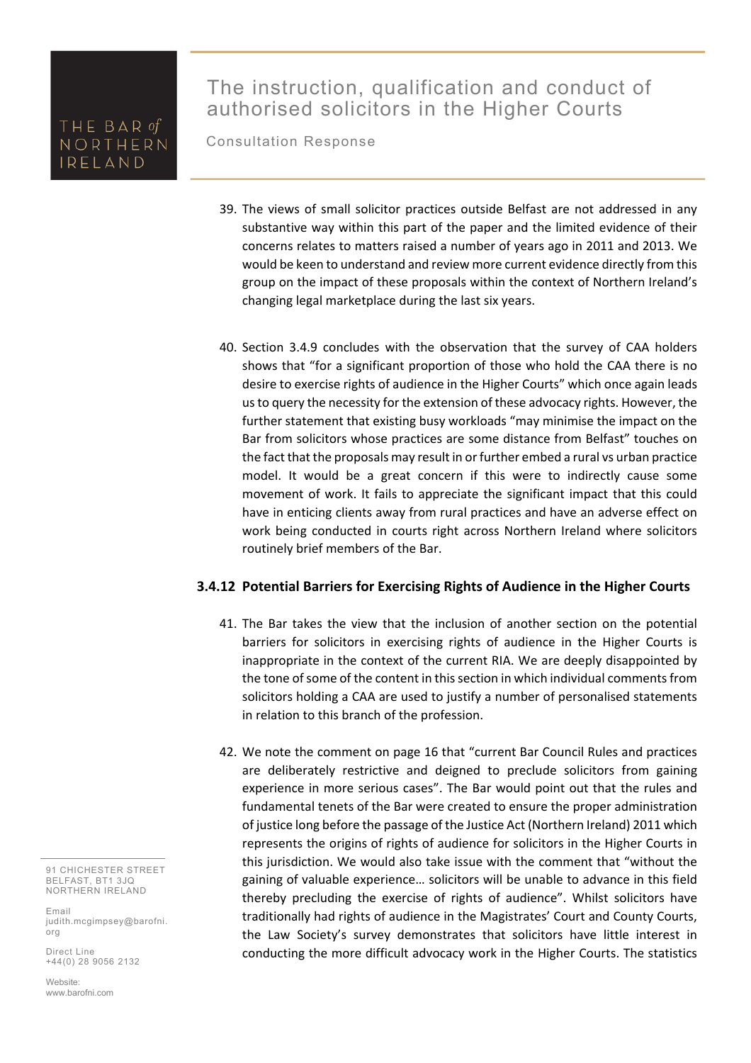39. The views of small solicitor practices outside Belfast are not addressed in any substantive way within this part of the paper and the limited evidence of their concerns relates to matters raised a number of years ago in 2011 and 2013. We would be keen to understand and review more current evidence directly from this group on the impact of these proposals within the context of Northern Ireland's changing legal marketplace during the last six years.

40. Section 3.4.9 concludes with the observation that the survey of CAA holders shows that "for a significant proportion of those who hold the CAA there is no desire to exercise rights of audience in the Higher Courts" which once again leads us to query the necessity for the extension of these advocacy rights. However, the further statement that existing busy workloads "may minimise the impact on the Bar from solicitors whose practices are some distance from Belfast" touches on the fact that the proposals may result in or further embed a rural vs urban practice model. It would be a great concern if this were to indirectly cause some movement of work. It fails to appreciate the significant impact that this could have in enticing clients away from rural practices and have an adverse effect on work being conducted in courts right across Northern Ireland where solicitors routinely brief members of the Bar.

### 3.4.12 Potential Barriers for Exercising Rights of Audience in the Higher Courts

41. The Bar takes the view that the inclusion of another section on the potential barriers for solicitors in exercising rights of audience in the Higher Courts is inappropriate in the context of the current RIA. We are deeply disappointed by the tone of some of the content in this section in which individual comments from solicitors holding a CAA are used to justify a number of personalised statements in relation to this branch of the profession.

42. We note the comment on page 16 that "current Bar Council Rules and practices are deliberately restrictive and deigned to preclude solicitors from gaining experience in more serious cases". The Bar would point out that the rules and fundamental tenets of the Bar were created to ensure the proper administration of justice long before the passage of the Justice Act (Northern Ireland) 2011 which represents the origins of rights of audience for solicitors in the Higher Courts in this jurisdiction. We would also take issue with the comment that "without the gaining of valuable experience… solicitors will be unable to advance in this field thereby precluding the exercise of rights of audience". Whilst solicitors have traditionally had rights of audience in the Magistrates' Court and County Courts, the Law Society's survey demonstrates that solicitors have little interest in conducting the more difficult advocacy work in the Higher Courts. The statistics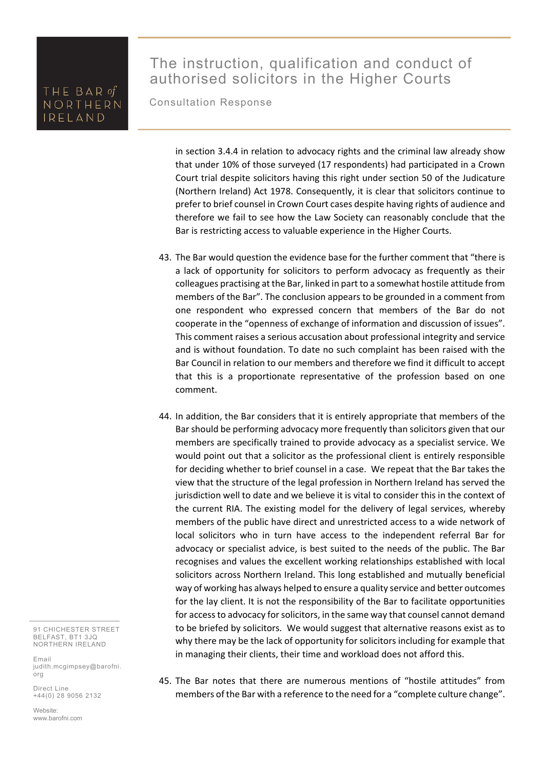in section 3.4.4 in relation to advocacy rights and the criminal law already show that under 10% of those surveyed (17 respondents) had participated in a Crown Court trial despite solicitors having this right under section 50 of the Judicature (Northern Ireland) Act 1978. Consequently, it is clear that solicitors continue to prefer to brief counsel in Crown Court cases despite having rights of audience and therefore we fail to see how the Law Society can reasonably conclude that the Bar is restricting access to valuable experience in the Higher Courts.

43. The Bar would question the evidence base for the further comment that "there is a lack of opportunity for solicitors to perform advocacy as frequently as their colleagues practising at the Bar, linked in part to a somewhat hostile attitude from members of the Bar". The conclusion appears to be grounded in a comment from one respondent who expressed concern that members of the Bar do not cooperate in the "openness of exchange of information and discussion of issues". This comment raises a serious accusation about professional integrity and service and is without foundation. To date no such complaint has been raised with the Bar Council in relation to our members and therefore we find it difficult to accept that this is a proportionate representative of the profession based on one comment.

44. In addition, the Bar considers that it is entirely appropriate that members of the Bar should be performing advocacy more frequently than solicitors given that our members are specifically trained to provide advocacy as a specialist service. We would point out that a solicitor as the professional client is entirely responsible for deciding whether to brief counsel in a case. We repeat that the Bar takes the view that the structure of the legal profession in Northern Ireland has served the jurisdiction well to date and we believe it is vital to consider this in the context of the current RIA. The existing model for the delivery of legal services, whereby members of the public have direct and unrestricted access to a wide network of local solicitors who in turn have access to the independent referral Bar for advocacy or specialist advice, is best suited to the needs of the public. The Bar recognises and values the excellent working relationships established with local solicitors across Northern Ireland. This long established and mutually beneficial way of working has always helped to ensure a quality service and better outcomes for the lay client. It is not the responsibility of the Bar to facilitate opportunities for access to advocacy for solicitors, in the same way that counsel cannot demand to be briefed by solicitors. We would suggest that alternative reasons exist as to why there may be the lack of opportunity for solicitors including for example that in managing their clients, their time and workload does not afford this.

45. The Bar notes that there are numerous mentions of "hostile attitudes" from members of the Bar with a reference to the need for a "complete culture change".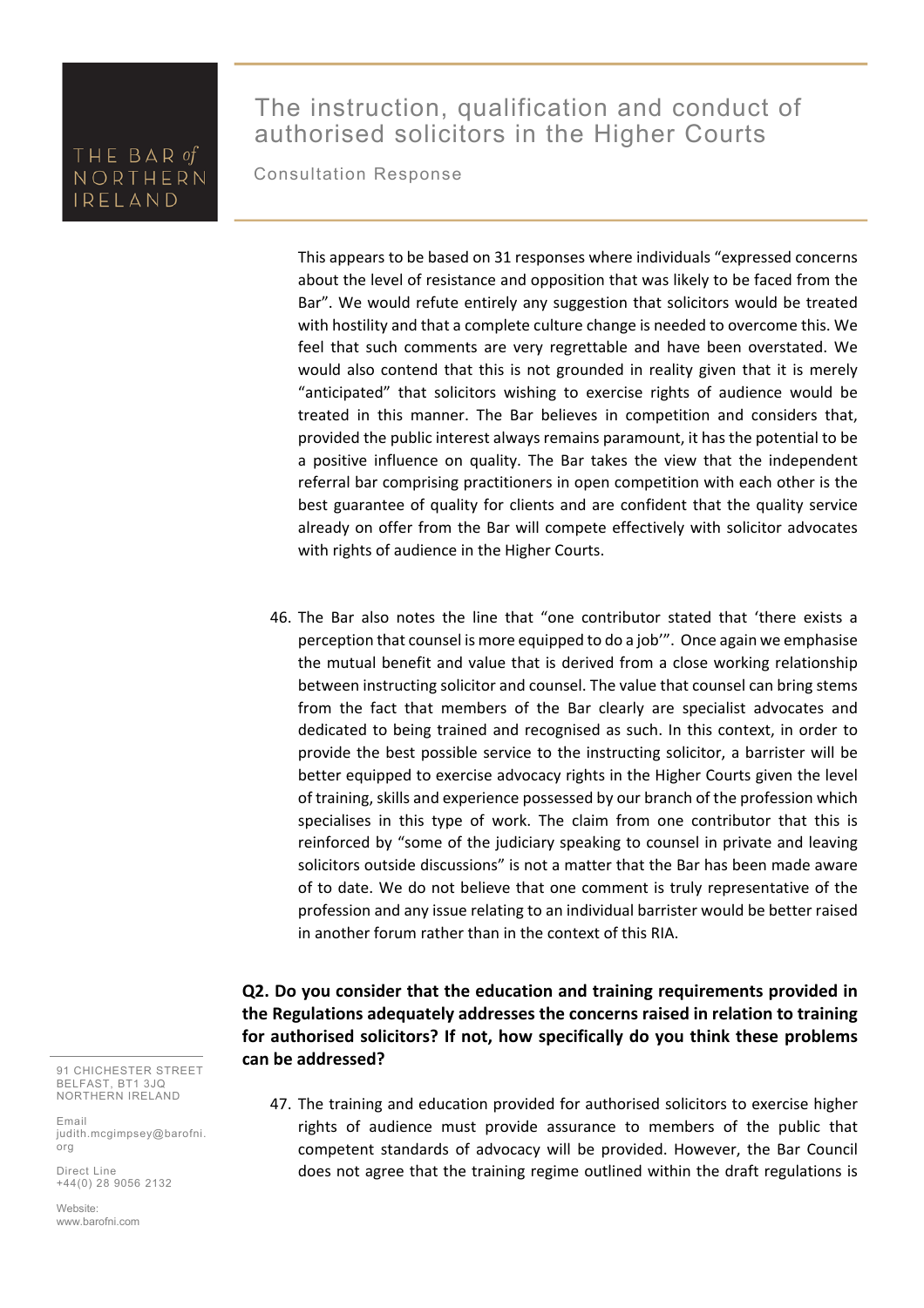This appears to be based on 31 responses where individuals "expressed concerns about the level of resistance and opposition that was likely to be faced from the Bar". We would refute entirely any suggestion that solicitors would be treated with hostility and that a complete culture change is needed to overcome this. We feel that such comments are very regrettable and have been overstated. We would also contend that this is not grounded in reality given that it is merely "anticipated" that solicitors wishing to exercise rights of audience would be treated in this manner. The Bar believes in competition and considers that, provided the public interest always remains paramount, it has the potential to be a positive influence on quality. The Bar takes the view that the independent referral bar comprising practitioners in open competition with each other is the best guarantee of quality for clients and are confident that the quality service already on offer from the Bar will compete effectively with solicitor advocates with rights of audience in the Higher Courts.

46. The Bar also notes the line that "one contributor stated that 'there exists a perception that counsel is more equipped to do a job'". Once again we emphasise the mutual benefit and value that is derived from a close working relationship between instructing solicitor and counsel. The value that counsel can bring stems from the fact that members of the Bar clearly are specialist advocates and dedicated to being trained and recognised as such. In this context, in order to provide the best possible service to the instructing solicitor, a barrister will be better equipped to exercise advocacy rights in the Higher Courts given the level of training, skills and experience possessed by our branch of the profession which specialises in this type of work. The claim from one contributor that this is reinforced by "some of the judiciary speaking to counsel in private and leaving solicitors outside discussions" is not a matter that the Bar has been made aware of to date. We do not believe that one comment is truly representative of the profession and any issue relating to an individual barrister would be better raised in another forum rather than in the context of this RIA.

**Q2. Do you consider that the education and training requirements provided in the Regulations adequately addresses the concerns raised in relation to training for authorised solicitors? If not, how specifically do you think these problems can be addressed?**

47. The training and education provided for authorised solicitors to exercise higher rights of audience must provide assurance to members of the public that competent standards of advocacy will be provided. However, the Bar Council does not agree that the training regime outlined within the draft regulations is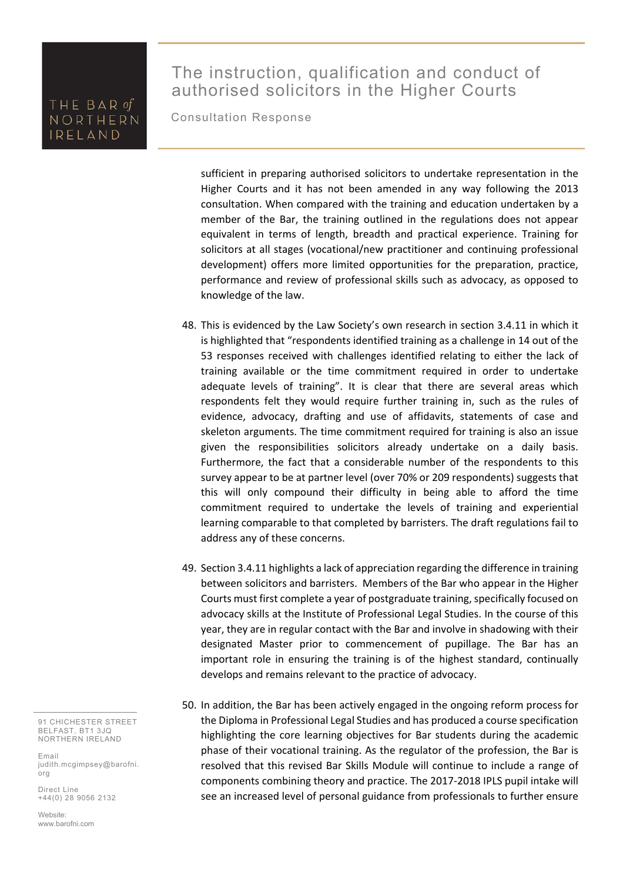sufficient in preparing authorised solicitors to undertake representation in the Higher Courts and it has not been amended in any way following the 2013 consultation. When compared with the training and education undertaken by a member of the Bar, the training outlined in the regulations does not appear equivalent in terms of length, breadth and practical experience. Training for solicitors at all stages (vocational/new practitioner and continuing professional development) offers more limited opportunities for the preparation, practice, performance and review of professional skills such as advocacy, as opposed to knowledge of the law.

48. This is evidenced by the Law Society's own research in section 3.4.11 in which it is highlighted that "respondents identified training as a challenge in 14 out of the 53 responses received with challenges identified relating to either the lack of training available or the time commitment required in order to undertake adequate levels of training". It is clear that there are several areas which respondents felt they would require further training in, such as the rules of evidence, advocacy, drafting and use of affidavits, statements of case and skeleton arguments. The time commitment required for training is also an issue given the responsibilities solicitors already undertake on a daily basis. Furthermore, the fact that a considerable number of the respondents to this survey appear to be at partner level (over 70% or 209 respondents) suggests that this will only compound their difficulty in being able to afford the time commitment required to undertake the levels of training and experiential learning comparable to that completed by barristers. The draft regulations fail to address any of these concerns.

49. Section 3.4.11 highlights a lack of appreciation regarding the difference in training between solicitors and barristers. Members of the Bar who appear in the Higher Courts must first complete a year of postgraduate training, specifically focused on advocacy skills at the Institute of Professional Legal Studies. In the course of this year, they are in regular contact with the Bar and involve in shadowing with their designated Master prior to commencement of pupillage. The Bar has an important role in ensuring the training is of the highest standard, continually develops and remains relevant to the practice of advocacy.

50. In addition, the Bar has been actively engaged in the ongoing reform process for the Diploma in Professional Legal Studies and has produced a course specification highlighting the core learning objectives for Bar students during the academic phase of their vocational training. As the regulator of the profession, the Bar is resolved that this revised Bar Skills Module will continue to include a range of components combining theory and practice. The 2017-2018 IPLS pupil intake will see an increased level of personal guidance from professionals to further ensure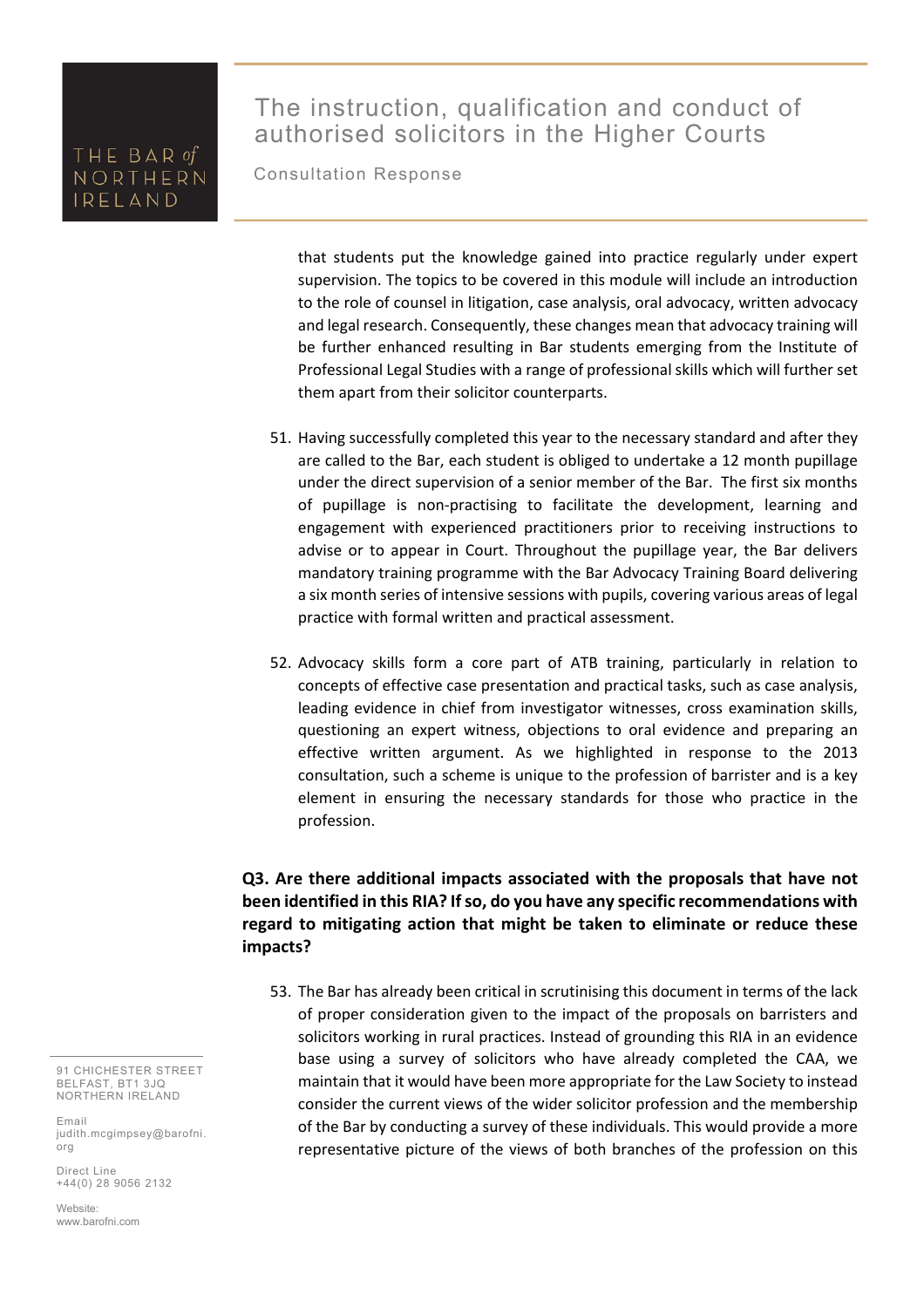that students put the knowledge gained into practice regularly under expert supervision. The topics to be covered in this module will include an introduction to the role of counsel in litigation, case analysis, oral advocacy, written advocacy and legal research. Consequently, these changes mean that advocacy training will be further enhanced resulting in Bar students emerging from the Institute of Professional Legal Studies with a range of professional skills which will further set them apart from their solicitor counterparts.

51. Having successfully completed this year to the necessary standard and after they are called to the Bar, each student is obliged to undertake a 12 month pupillage under the direct supervision of a senior member of the Bar. The first six months of pupillage is non-practising to facilitate the development, learning and engagement with experienced practitioners prior to receiving instructions to advise or to appear in Court. Throughout the pupillage year, the Bar delivers mandatory training programme with the Bar Advocacy Training Board delivering a six month series of intensive sessions with pupils, covering various areas of legal practice with formal written and practical assessment.

52. Advocacy skills form a core part of ATB training, particularly in relation to concepts of effective case presentation and practical tasks, such as case analysis, leading evidence in chief from investigator witnesses, cross examination skills, questioning an expert witness, objections to oral evidence and preparing an effective written argument. As we highlighted in response to the 2013 consultation, such a scheme is unique to the profession of barrister and is a key element in ensuring the necessary standards for those who practice in the profession.

**Q3. Are there additional impacts associated with the proposals that have not been identified in this RIA? If so, do you have any specific recommendations with regard to mitigating action that might be taken to eliminate or reduce these impacts?**

53. The Bar has already been critical in scrutinising this document in terms of the lack of proper consideration given to the impact of the proposals on barristers and solicitors working in rural practices. Instead of grounding this RIA in an evidence base using a survey of solicitors who have already completed the CAA, we maintain that it would have been more appropriate for the Law Society to instead consider the current views of the wider solicitor profession and the membership of the Bar by conducting a survey of these individuals. This would provide a more representative picture of the views of both branches of the profession on this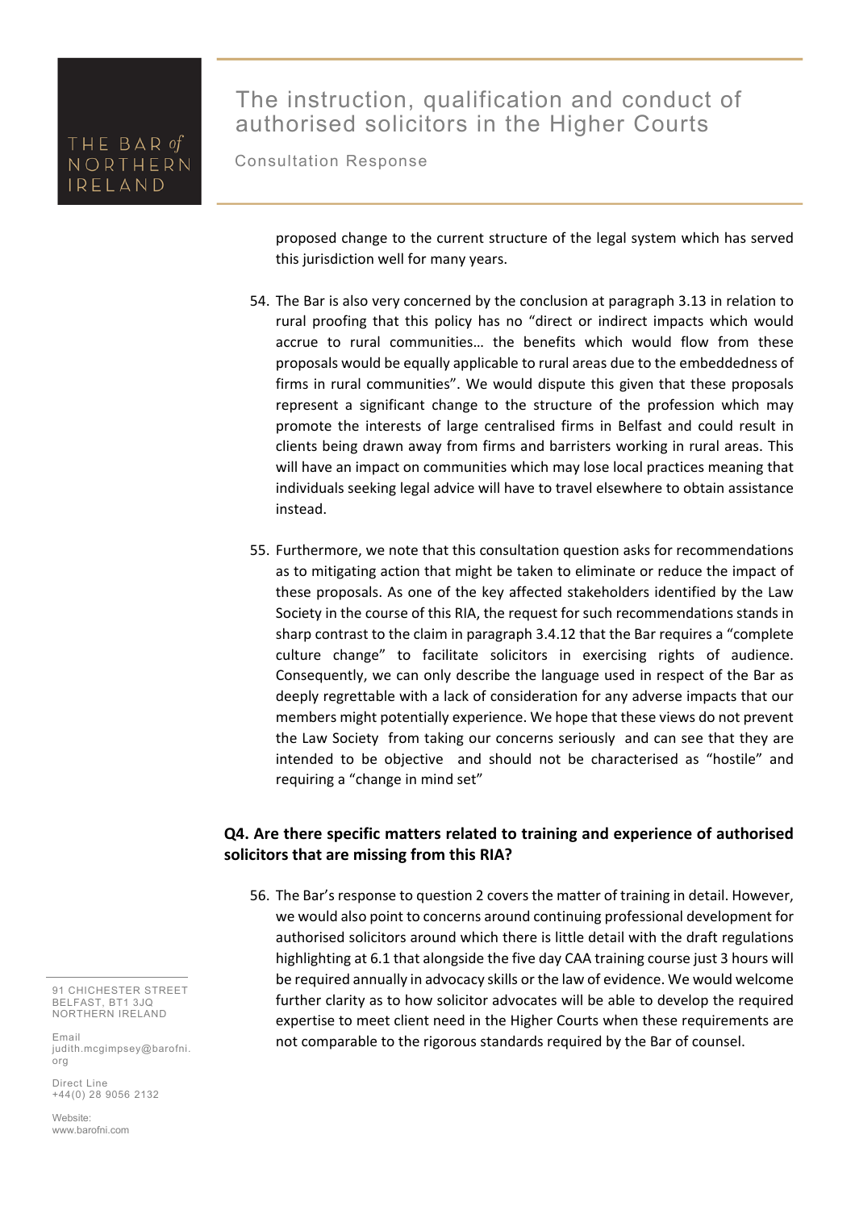proposed change to the current structure of the legal system which has served this jurisdiction well for many years.

54. The Bar is also very concerned by the conclusion at paragraph 3.13 in relation to rural proofing that this policy has no "direct or indirect impacts which would accrue to rural communities… the benefits which would flow from these proposals would be equally applicable to rural areas due to the embeddedness of firms in rural communities". We would dispute this given that these proposals represent a significant change to the structure of the profession which may promote the interests of large centralised firms in Belfast and could result in clients being drawn away from firms and barristers working in rural areas. This will have an impact on communities which may lose local practices meaning that individuals seeking legal advice will have to travel elsewhere to obtain assistance instead.

55. Furthermore, we note that this consultation question asks for recommendations as to mitigating action that might be taken to eliminate or reduce the impact of these proposals. As one of the key affected stakeholders identified by the Law Society in the course of this RIA, the request for such recommendations stands in sharp contrast to the claim in paragraph 3.4.12 that the Bar requires a "complete culture change" to facilitate solicitors in exercising rights of audience. Consequently, we can only describe the language used in respect of the Bar as deeply regrettable with a lack of consideration for any adverse impacts that our members might potentially experience. We hope that these views do not prevent the Law Society from taking our concerns seriously and can see that they are intended to be objective and should not be characterised as "hostile" and requiring a "change in mind set"

**Q4. Are there specific matters related to training and experience of authorised solicitors that are missing from this RIA?**

56. The Bar's response to question 2 covers the matter of training in detail. However, we would also point to concerns around continuing professional development for authorised solicitors around which there is little detail with the draft regulations highlighting at 6.1 that alongside the five day CAA training course just 3 hours will be required annually in advocacy skills or the law of evidence. We would welcome further clarity as to how solicitor advocates will be able to develop the required expertise to meet client need in the Higher Courts when these requirements are not comparable to the rigorous standards required by the Bar of counsel.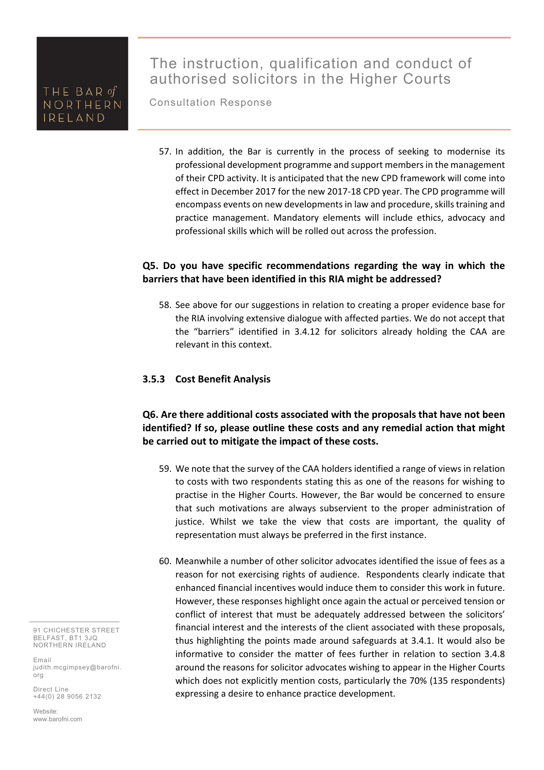57. In addition, the Bar is currently in the process of seeking to modernise its professional development programme and support members in the management of their CPD activity. It is anticipated that the new CPD framework will come into effect in December 2017 for the new 2017-18 CPD year. The CPD programme will encompass events on new developments in law and procedure, skills training and practice management. Mandatory elements will include ethics, advocacy and professional skills which will be rolled out across the profession.

**Q5. Do you have specific recommendations regarding the way in which the barriers that have been identified in this RIA might be addressed?**

58. See above for our suggestions in relation to creating a proper evidence base for the RIA involving extensive dialogue with affected parties. We do not accept that the "barriers" identified in 3.4.12 for solicitors already holding the CAA are relevant in this context.

### 3.5.3 Cost Benefit Analysis

**Q6. Are there additional costs associated with the proposals that have not been identified? If so, please outline these costs and any remedial action that might be carried out to mitigate the impact of these costs.**

59. We note that the survey of the CAA holders identified a range of views in relation to costs with two respondents stating this as one of the reasons for wishing to practise in the Higher Courts. However, the Bar would be concerned to ensure that such motivations are always subservient to the proper administration of justice. Whilst we take the view that costs are important, the quality of representation must always be preferred in the first instance.

60. Meanwhile a number of other solicitor advocates identified the issue of fees as a reason for not exercising rights of audience. Respondents clearly indicate that enhanced financial incentives would induce them to consider this work in future. However, these responses highlight once again the actual or perceived tension or conflict of interest that must be adequately addressed between the solicitors' financial interest and the interests of the client associated with these proposals, thus highlighting the points made around safeguards at 3.4.1. It would also be informative to consider the matter of fees further in relation to section 3.4.8 around the reasons for solicitor advocates wishing to appear in the Higher Courts which does not explicitly mention costs, particularly the 70% (135 respondents) expressing a desire to enhance practice development.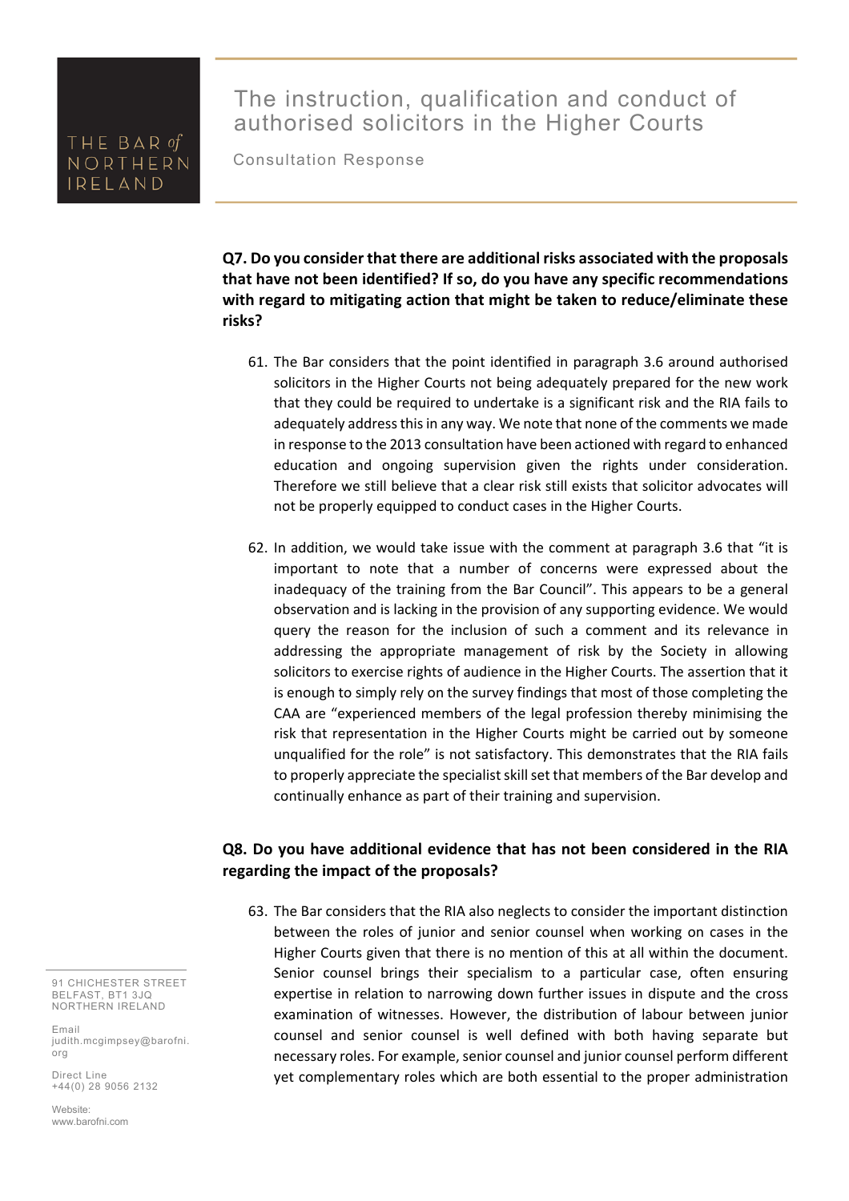**Q7. Do you consider that there are additional risks associated with the proposals that have not been identified? If so, do you have any specific recommendations with regard to mitigating action that might be taken to reduce/eliminate these risks?**

61. The Bar considers that the point identified in paragraph 3.6 around authorised solicitors in the Higher Courts not being adequately prepared for the new work that they could be required to undertake is a significant risk and the RIA fails to adequately address this in any way. We note that none of the comments we made in response to the 2013 consultation have been actioned with regard to enhanced education and ongoing supervision given the rights under consideration. Therefore we still believe that a clear risk still exists that solicitor advocates will not be properly equipped to conduct cases in the Higher Courts.

62. In addition, we would take issue with the comment at paragraph 3.6 that "it is important to note that a number of concerns were expressed about the inadequacy of the training from the Bar Council". This appears to be a general observation and is lacking in the provision of any supporting evidence. We would query the reason for the inclusion of such a comment and its relevance in addressing the appropriate management of risk by the Society in allowing solicitors to exercise rights of audience in the Higher Courts. The assertion that it is enough to simply rely on the survey findings that most of those completing the CAA are "experienced members of the legal profession thereby minimising the risk that representation in the Higher Courts might be carried out by someone unqualified for the role" is not satisfactory. This demonstrates that the RIA fails to properly appreciate the specialist skill set that members of the Bar develop and continually enhance as part of their training and supervision.

**Q8. Do you have additional evidence that has not been considered in the RIA regarding the impact of the proposals?**

63. The Bar considers that the RIA also neglects to consider the important distinction between the roles of junior and senior counsel when working on cases in the Higher Courts given that there is no mention of this at all within the document. Senior counsel brings their specialism to a particular case, often ensuring expertise in relation to narrowing down further issues in dispute and the cross examination of witnesses. However, the distribution of labour between junior counsel and senior counsel is well defined with both having separate but necessary roles. For example, senior counsel and junior counsel perform different yet complementary roles which are both essential to the proper administration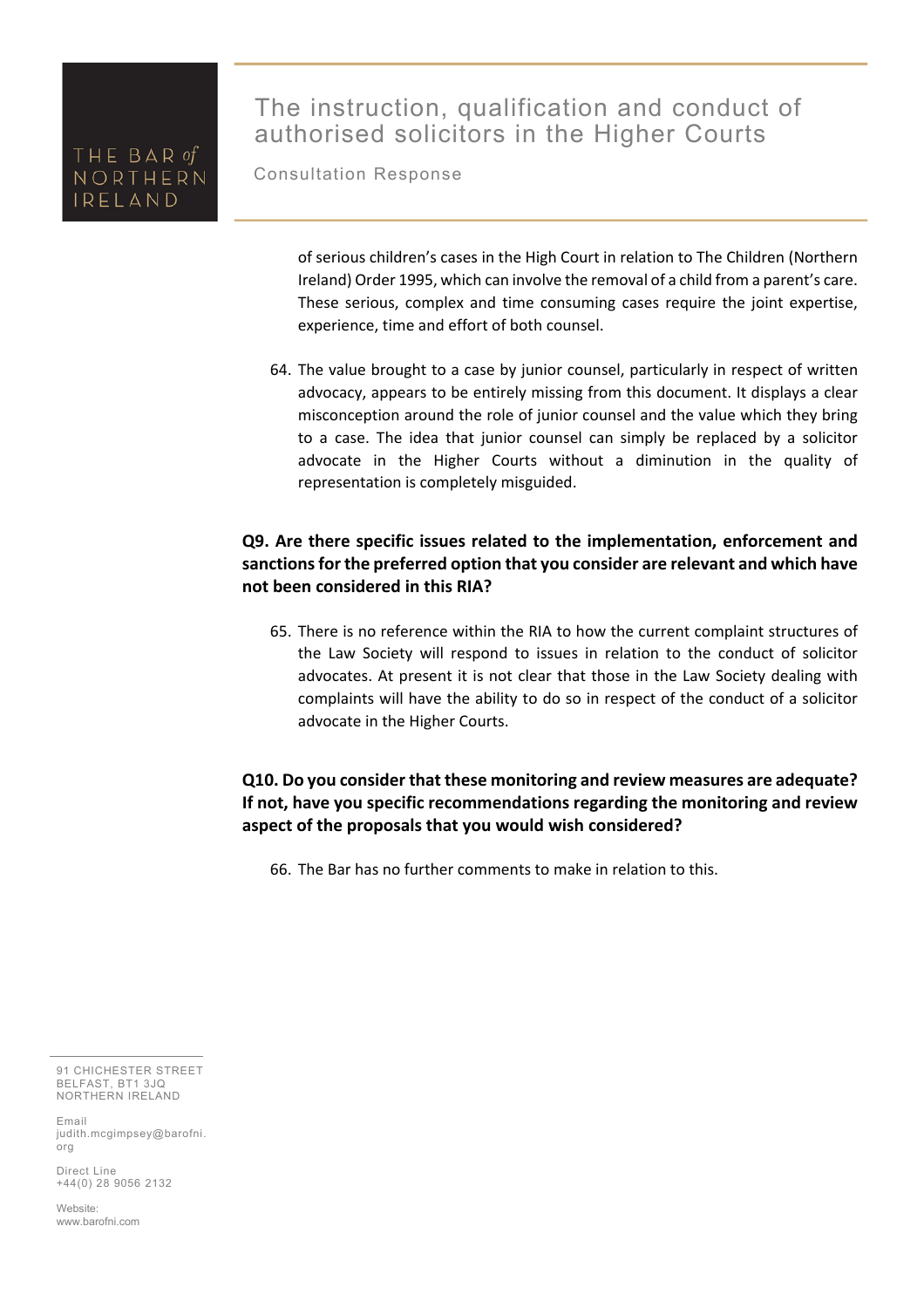of serious children's cases in the High Court in relation to The Children (Northern Ireland) Order 1995, which can involve the removal of a child from a parent's care. These serious, complex and time consuming cases require the joint expertise, experience, time and effort of both counsel.

64. The value brought to a case by junior counsel, particularly in respect of written advocacy, appears to be entirely missing from this document. It displays a clear misconception around the role of junior counsel and the value which they bring to a case. The idea that junior counsel can simply be replaced by a solicitor advocate in the Higher Courts without a diminution in the quality of representation is completely misguided.

**Q9. Are there specific issues related to the implementation, enforcement and sanctions for the preferred option that you consider are relevant and which have not been considered in this RIA?**

65. There is no reference within the RIA to how the current complaint structures of the Law Society will respond to issues in relation to the conduct of solicitor advocates. At present it is not clear that those in the Law Society dealing with complaints will have the ability to do so in respect of the conduct of a solicitor advocate in the Higher Courts.

**Q10. Do you consider that these monitoring and review measures are adequate? If not, have you specific recommendations regarding the monitoring and review aspect of the proposals that you would wish considered?**

66. The Bar has no further comments to make in relation to this.